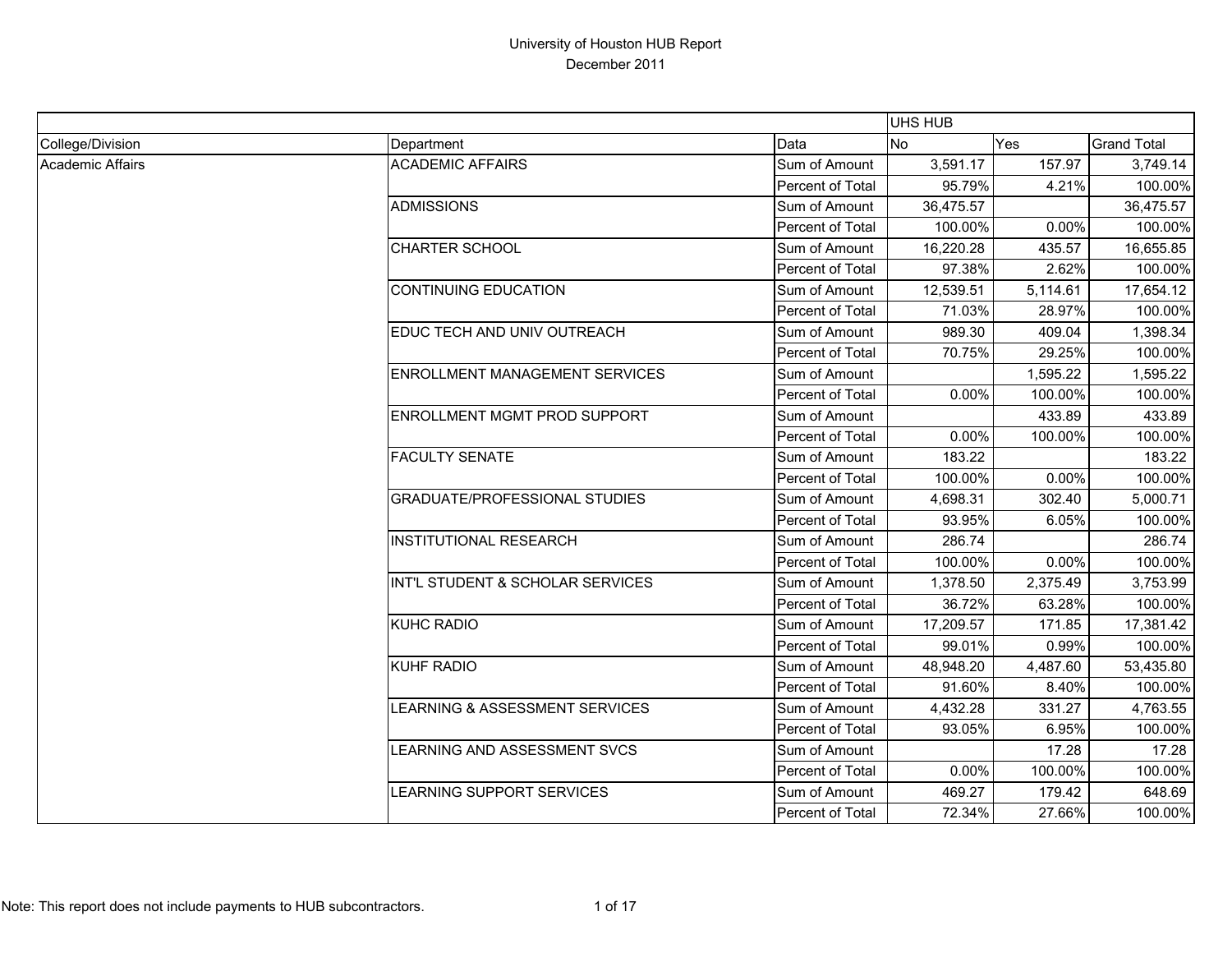# University of Houston HUB Report

## December 2011

| | | | UHS HUB | | |
|---|---|---|---|---|---|
| College/Division | Department | Data | No | Yes | Grand Total |
| Academic Affairs | ACADEMIC AFFAIRS | Sum of Amount | 3,591.17 | 157.97 | 3,749.14 |
| | | Percent of Total | 95.79% | 4.21% | 100.00% |
| | ADMISSIONS | Sum of Amount | 36,475.57 | | 36,475.57 |
| | | Percent of Total | 100.00% | 0.00% | 100.00% |
| | CHARTER SCHOOL | Sum of Amount | 16,220.28 | 435.57 | 16,655.85 |
| | | Percent of Total | 97.38% | 2.62% | 100.00% |
| | CONTINUING EDUCATION | Sum of Amount | 12,539.51 | 5,114.61 | 17,654.12 |
| | | Percent of Total | 71.03% | 28.97% | 100.00% |
| | EDUC TECH AND UNIV OUTREACH | Sum of Amount | 989.30 | 409.04 | 1,398.34 |
| | | Percent of Total | 70.75% | 29.25% | 100.00% |
| | ENROLLMENT MANAGEMENT SERVICES | Sum of Amount | | 1,595.22 | 1,595.22 |
| | | Percent of Total | 0.00% | 100.00% | 100.00% |
| | ENROLLMENT MGMT PROD SUPPORT | Sum of Amount | | 433.89 | 433.89 |
| | | Percent of Total | 0.00% | 100.00% | 100.00% |
| | FACULTY SENATE | Sum of Amount | 183.22 | | 183.22 |
| | | Percent of Total | 100.00% | 0.00% | 100.00% |
| | GRADUATE/PROFESSIONAL STUDIES | Sum of Amount | 4,698.31 | 302.40 | 5,000.71 |
| | | Percent of Total | 93.95% | 6.05% | 100.00% |
| | INSTITUTIONAL RESEARCH | Sum of Amount | 286.74 | | 286.74 |
| | | Percent of Total | 100.00% | 0.00% | 100.00% |
| | INT'L STUDENT & SCHOLAR SERVICES | Sum of Amount | 1,378.50 | 2,375.49 | 3,753.99 |
| | | Percent of Total | 36.72% | 63.28% | 100.00% |
| | KUHC RADIO | Sum of Amount | 17,209.57 | 171.85 | 17,381.42 |
| | | Percent of Total | 99.01% | 0.99% | 100.00% |
| | KUHF RADIO | Sum of Amount | 48,948.20 | 4,487.60 | 53,435.80 |
| | | Percent of Total | 91.60% | 8.40% | 100.00% |
| | LEARNING & ASSESSMENT SERVICES | Sum of Amount | 4,432.28 | 331.27 | 4,763.55 |
| | | Percent of Total | 93.05% | 6.95% | 100.00% |
| | LEARNING AND ASSESSMENT SVCS | Sum of Amount | | 17.28 | 17.28 |
| | | Percent of Total | 0.00% | 100.00% | 100.00% |
| | LEARNING SUPPORT SERVICES | Sum of Amount | 469.27 | 179.42 | 648.69 |
| | | Percent of Total | 72.34% | 27.66% | 100.00% |

Note: This report does not include payments to HUB subcontractors.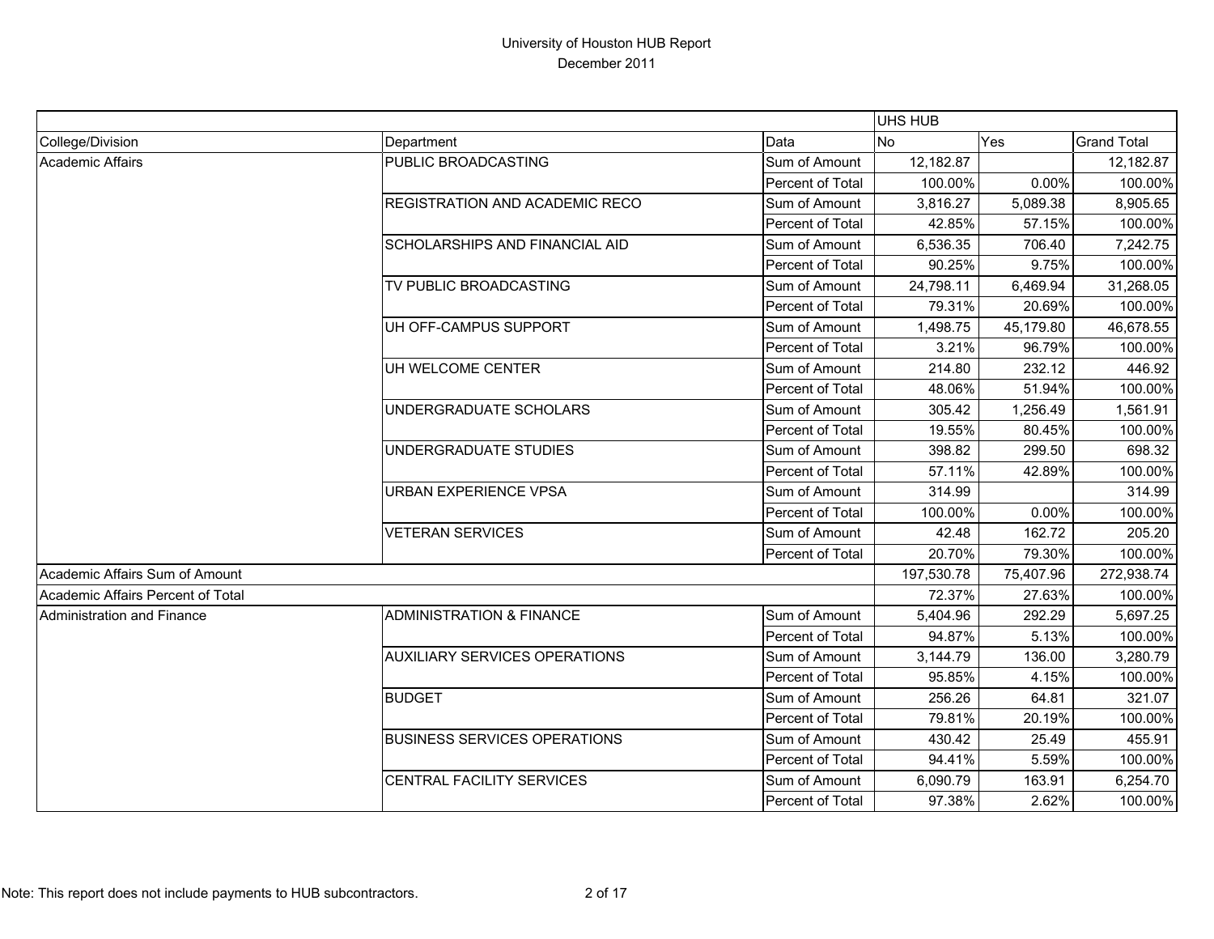# University of Houston HUB Report
December 2011

| | | | UHS HUB | | |
|---|---|---|---|---|---|
| College/Division | Department | Data | No | Yes | Grand Total |
| Academic Affairs | PUBLIC BROADCASTING | Sum of Amount | 12,182.87 | | 12,182.87 |
| | | Percent of Total | 100.00% | 0.00% | 100.00% |
| | REGISTRATION AND ACADEMIC RECO | Sum of Amount | 3,816.27 | 5,089.38 | 8,905.65 |
| | | Percent of Total | 42.85% | 57.15% | 100.00% |
| | SCHOLARSHIPS AND FINANCIAL AID | Sum of Amount | 6,536.35 | 706.40 | 7,242.75 |
| | | Percent of Total | 90.25% | 9.75% | 100.00% |
| | TV PUBLIC BROADCASTING | Sum of Amount | 24,798.11 | 6,469.94 | 31,268.05 |
| | | Percent of Total | 79.31% | 20.69% | 100.00% |
| | UH OFF-CAMPUS SUPPORT | Sum of Amount | 1,498.75 | 45,179.80 | 46,678.55 |
| | | Percent of Total | 3.21% | 96.79% | 100.00% |
| | UH WELCOME CENTER | Sum of Amount | 214.80 | 232.12 | 446.92 |
| | | Percent of Total | 48.06% | 51.94% | 100.00% |
| | UNDERGRADUATE SCHOLARS | Sum of Amount | 305.42 | 1,256.49 | 1,561.91 |
| | | Percent of Total | 19.55% | 80.45% | 100.00% |
| | UNDERGRADUATE STUDIES | Sum of Amount | 398.82 | 299.50 | 698.32 |
| | | Percent of Total | 57.11% | 42.89% | 100.00% |
| | URBAN EXPERIENCE VPSA | Sum of Amount | 314.99 | | 314.99 |
| | | Percent of Total | 100.00% | 0.00% | 100.00% |
| | VETERAN SERVICES | Sum of Amount | 42.48 | 162.72 | 205.20 |
| | | Percent of Total | 20.70% | 79.30% | 100.00% |
| Academic Affairs Sum of Amount | | | 197,530.78 | 75,407.96 | 272,938.74 |
| Academic Affairs Percent of Total | | | 72.37% | 27.63% | 100.00% |
| Administration and Finance | ADMINISTRATION & FINANCE | Sum of Amount | 5,404.96 | 292.29 | 5,697.25 |
| | | Percent of Total | 94.87% | 5.13% | 100.00% |
| | AUXILIARY SERVICES OPERATIONS | Sum of Amount | 3,144.79 | 136.00 | 3,280.79 |
| | | Percent of Total | 95.85% | 4.15% | 100.00% |
| | BUDGET | Sum of Amount | 256.26 | 64.81 | 321.07 |
| | | Percent of Total | 79.81% | 20.19% | 100.00% |
| | BUSINESS SERVICES OPERATIONS | Sum of Amount | 430.42 | 25.49 | 455.91 |
| | | Percent of Total | 94.41% | 5.59% | 100.00% |
| | CENTRAL FACILITY SERVICES | Sum of Amount | 6,090.79 | 163.91 | 6,254.70 |
| | | Percent of Total | 97.38% | 2.62% | 100.00% |

Note: This report does not include payments to HUB subcontractors.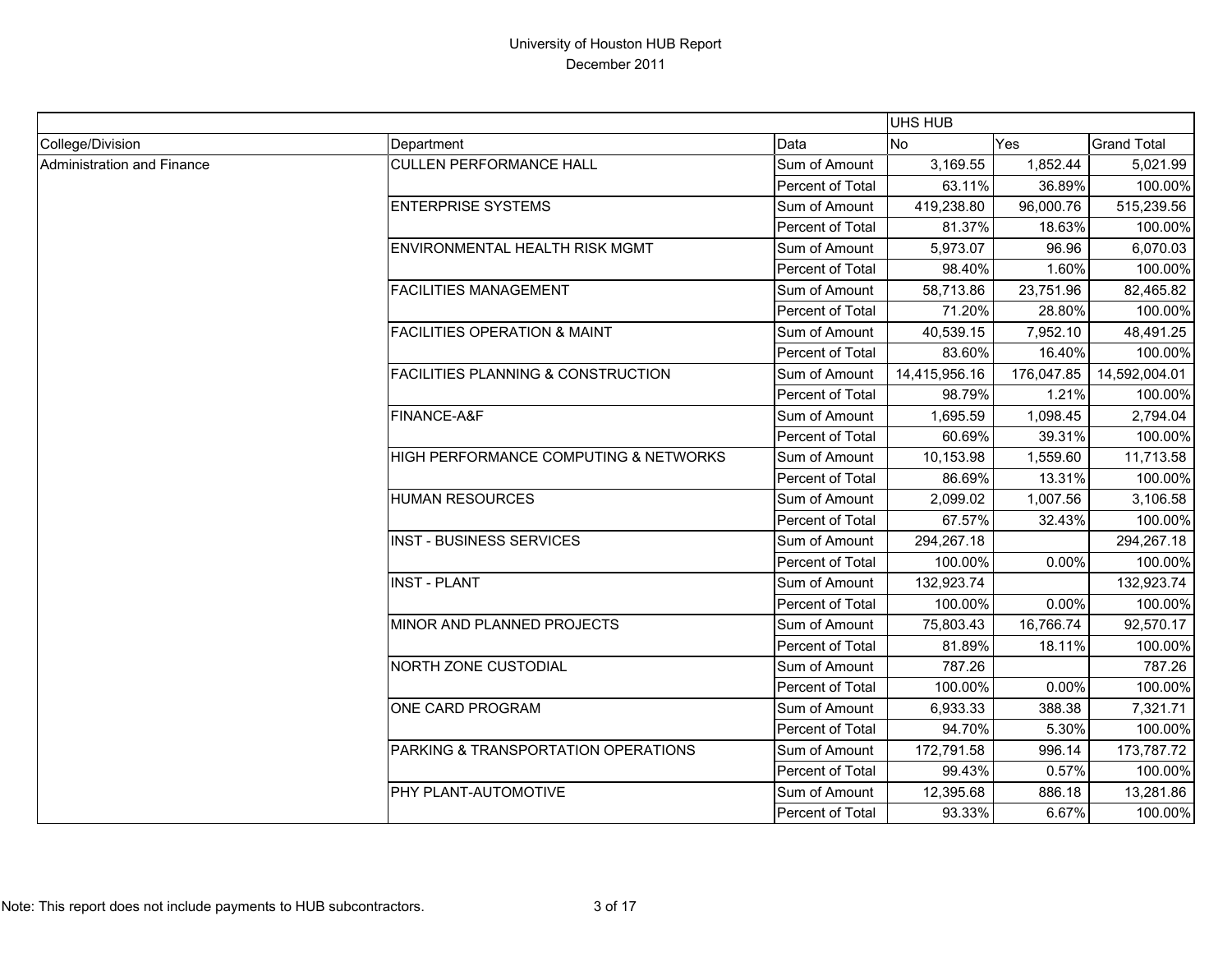# University of Houston HUB Report
December 2011

| | | | UHS HUB | | |
|---|---|---|---|---|---|
| College/Division | Department | Data | No | Yes | Grand Total |
| Administration and Finance | CULLEN PERFORMANCE HALL | Sum of Amount | 3,169.55 | 1,852.44 | 5,021.99 |
| | | Percent of Total | 63.11% | 36.89% | 100.00% |
| | ENTERPRISE SYSTEMS | Sum of Amount | 419,238.80 | 96,000.76 | 515,239.56 |
| | | Percent of Total | 81.37% | 18.63% | 100.00% |
| | ENVIRONMENTAL HEALTH RISK MGMT | Sum of Amount | 5,973.07 | 96.96 | 6,070.03 |
| | | Percent of Total | 98.40% | 1.60% | 100.00% |
| | FACILITIES MANAGEMENT | Sum of Amount | 58,713.86 | 23,751.96 | 82,465.82 |
| | | Percent of Total | 71.20% | 28.80% | 100.00% |
| | FACILITIES OPERATION & MAINT | Sum of Amount | 40,539.15 | 7,952.10 | 48,491.25 |
| | | Percent of Total | 83.60% | 16.40% | 100.00% |
| | FACILITIES PLANNING & CONSTRUCTION | Sum of Amount | 14,415,956.16 | 176,047.85 | 14,592,004.01 |
| | | Percent of Total | 98.79% | 1.21% | 100.00% |
| | FINANCE-A&F | Sum of Amount | 1,695.59 | 1,098.45 | 2,794.04 |
| | | Percent of Total | 60.69% | 39.31% | 100.00% |
| | HIGH PERFORMANCE COMPUTING & NETWORKS | Sum of Amount | 10,153.98 | 1,559.60 | 11,713.58 |
| | | Percent of Total | 86.69% | 13.31% | 100.00% |
| | HUMAN RESOURCES | Sum of Amount | 2,099.02 | 1,007.56 | 3,106.58 |
| | | Percent of Total | 67.57% | 32.43% | 100.00% |
| | INST - BUSINESS SERVICES | Sum of Amount | 294,267.18 | | 294,267.18 |
| | | Percent of Total | 100.00% | 0.00% | 100.00% |
| | INST - PLANT | Sum of Amount | 132,923.74 | | 132,923.74 |
| | | Percent of Total | 100.00% | 0.00% | 100.00% |
| | MINOR AND PLANNED PROJECTS | Sum of Amount | 75,803.43 | 16,766.74 | 92,570.17 |
| | | Percent of Total | 81.89% | 18.11% | 100.00% |
| | NORTH ZONE CUSTODIAL | Sum of Amount | 787.26 | | 787.26 |
| | | Percent of Total | 100.00% | 0.00% | 100.00% |
| | ONE CARD PROGRAM | Sum of Amount | 6,933.33 | 388.38 | 7,321.71 |
| | | Percent of Total | 94.70% | 5.30% | 100.00% |
| | PARKING & TRANSPORTATION OPERATIONS | Sum of Amount | 172,791.58 | 996.14 | 173,787.72 |
| | | Percent of Total | 99.43% | 0.57% | 100.00% |
| | PHY PLANT-AUTOMOTIVE | Sum of Amount | 12,395.68 | 886.18 | 13,281.86 |
| | | Percent of Total | 93.33% | 6.67% | 100.00% |

Note: This report does not include payments to HUB subcontractors.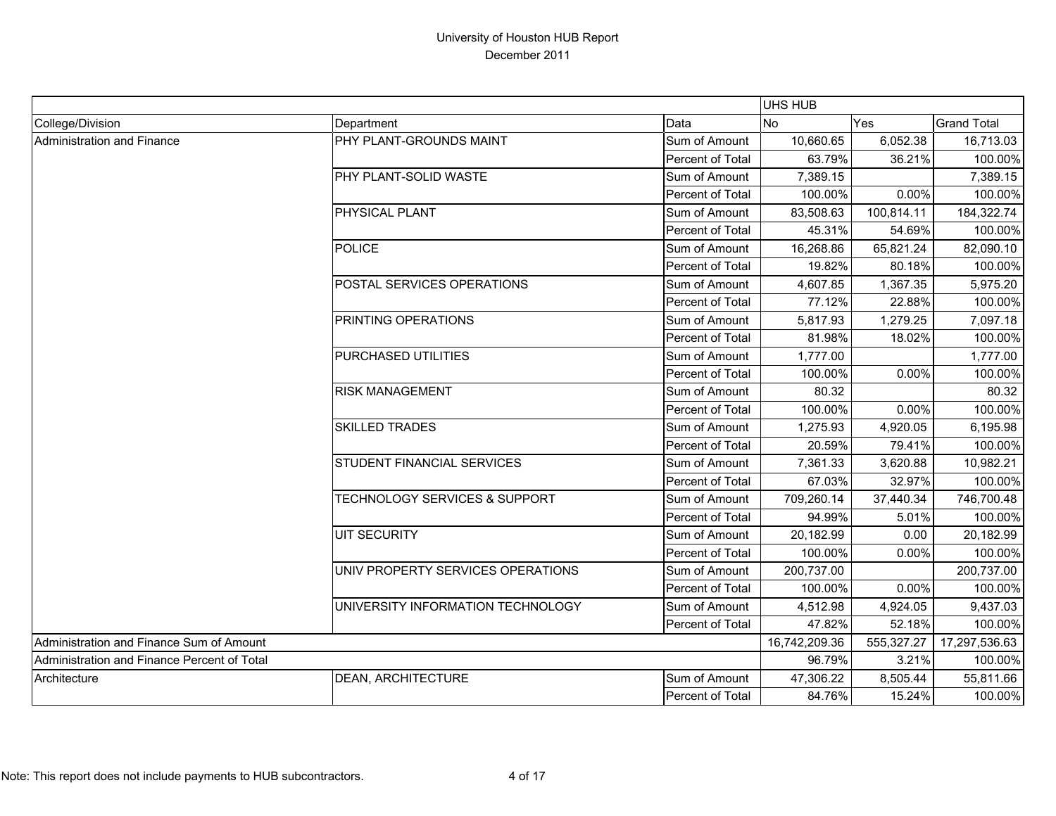# University of Houston HUB Report

December 2011

| | | | UHS HUB | | |
|---|---|---|---|---|---|
| College/Division | Department | Data | No | Yes | Grand Total |
| Administration and Finance | PHY PLANT-GROUNDS MAINT | Sum of Amount | 10,660.65 | 6,052.38 | 16,713.03 |
| | | Percent of Total | 63.79% | 36.21% | 100.00% |
| | PHY PLANT-SOLID WASTE | Sum of Amount | 7,389.15 | | 7,389.15 |
| | | Percent of Total | 100.00% | 0.00% | 100.00% |
| | PHYSICAL PLANT | Sum of Amount | 83,508.63 | 100,814.11 | 184,322.74 |
| | | Percent of Total | 45.31% | 54.69% | 100.00% |
| | POLICE | Sum of Amount | 16,268.86 | 65,821.24 | 82,090.10 |
| | | Percent of Total | 19.82% | 80.18% | 100.00% |
| | POSTAL SERVICES OPERATIONS | Sum of Amount | 4,607.85 | 1,367.35 | 5,975.20 |
| | | Percent of Total | 77.12% | 22.88% | 100.00% |
| | PRINTING OPERATIONS | Sum of Amount | 5,817.93 | 1,279.25 | 7,097.18 |
| | | Percent of Total | 81.98% | 18.02% | 100.00% |
| | PURCHASED UTILITIES | Sum of Amount | 1,777.00 | | 1,777.00 |
| | | Percent of Total | 100.00% | 0.00% | 100.00% |
| | RISK MANAGEMENT | Sum of Amount | 80.32 | | 80.32 |
| | | Percent of Total | 100.00% | 0.00% | 100.00% |
| | SKILLED TRADES | Sum of Amount | 1,275.93 | 4,920.05 | 6,195.98 |
| | | Percent of Total | 20.59% | 79.41% | 100.00% |
| | STUDENT FINANCIAL SERVICES | Sum of Amount | 7,361.33 | 3,620.88 | 10,982.21 |
| | | Percent of Total | 67.03% | 32.97% | 100.00% |
| | TECHNOLOGY SERVICES & SUPPORT | Sum of Amount | 709,260.14 | 37,440.34 | 746,700.48 |
| | | Percent of Total | 94.99% | 5.01% | 100.00% |
| | UIT SECURITY | Sum of Amount | 20,182.99 | 0.00 | 20,182.99 |
| | | Percent of Total | 100.00% | 0.00% | 100.00% |
| | UNIV PROPERTY SERVICES OPERATIONS | Sum of Amount | 200,737.00 | | 200,737.00 |
| | | Percent of Total | 100.00% | 0.00% | 100.00% |
| | UNIVERSITY INFORMATION TECHNOLOGY | Sum of Amount | 4,512.98 | 4,924.05 | 9,437.03 |
| | | Percent of Total | 47.82% | 52.18% | 100.00% |
| Administration and Finance Sum of Amount | | | 16,742,209.36 | 555,327.27 | 17,297,536.63 |
| Administration and Finance Percent of Total | | | 96.79% | 3.21% | 100.00% |
| Architecture | DEAN, ARCHITECTURE | Sum of Amount | 47,306.22 | 8,505.44 | 55,811.66 |
| | | Percent of Total | 84.76% | 15.24% | 100.00% |

Note: This report does not include payments to HUB subcontractors.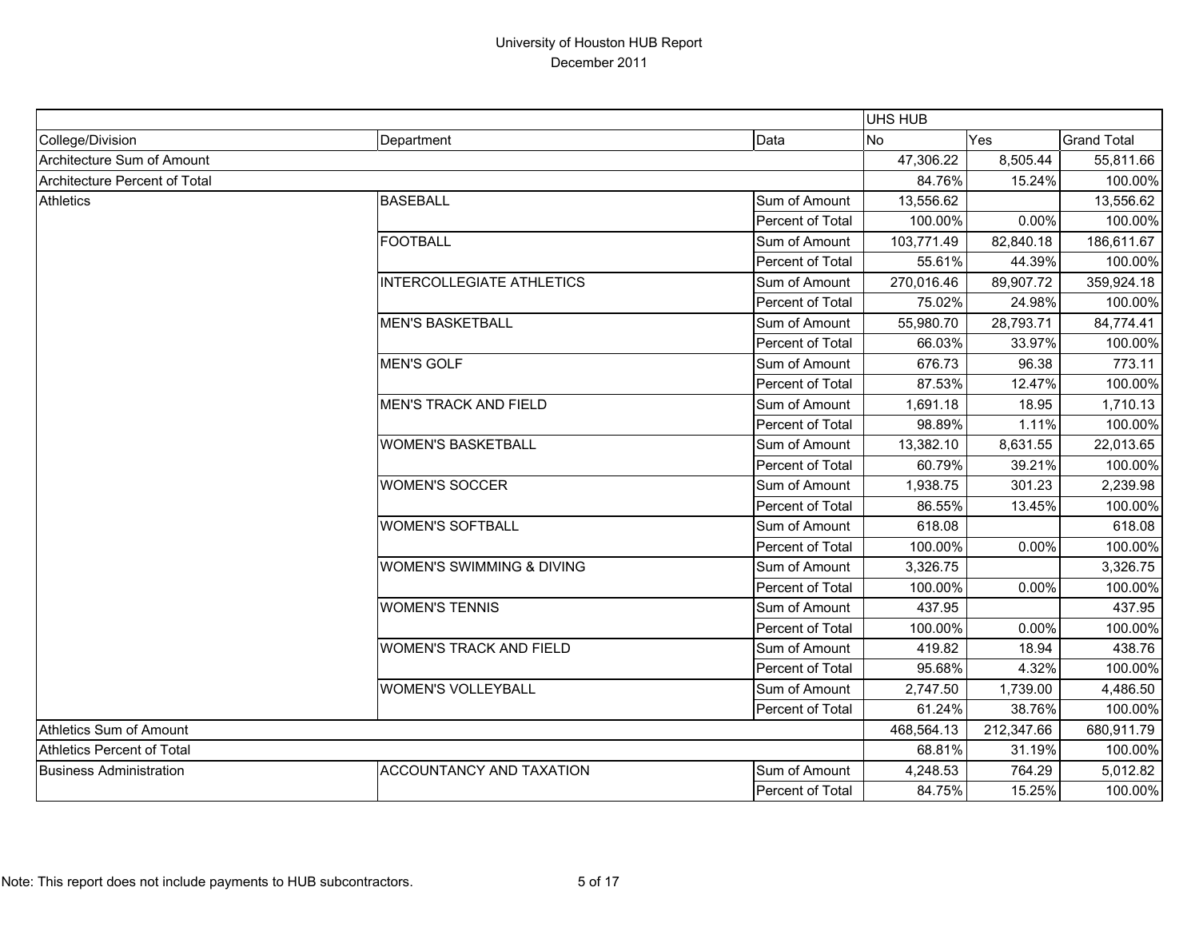University of Houston HUB Report
December 2011

| | | | UHS HUB | | |
|---|---|---|---|---|---|
| College/Division | Department | Data | No | Yes | Grand Total |
| Architecture Sum of Amount | | | 47,306.22 | 8,505.44 | 55,811.66 |
| Architecture Percent of Total | | | 84.76% | 15.24% | 100.00% |
| Athletics | BASEBALL | Sum of Amount | 13,556.62 | | 13,556.62 |
| | | Percent of Total | 100.00% | 0.00% | 100.00% |
| | FOOTBALL | Sum of Amount | 103,771.49 | 82,840.18 | 186,611.67 |
| | | Percent of Total | 55.61% | 44.39% | 100.00% |
| | INTERCOLLEGIATE ATHLETICS | Sum of Amount | 270,016.46 | 89,907.72 | 359,924.18 |
| | | Percent of Total | 75.02% | 24.98% | 100.00% |
| | MEN'S BASKETBALL | Sum of Amount | 55,980.70 | 28,793.71 | 84,774.41 |
| | | Percent of Total | 66.03% | 33.97% | 100.00% |
| | MEN'S GOLF | Sum of Amount | 676.73 | 96.38 | 773.11 |
| | | Percent of Total | 87.53% | 12.47% | 100.00% |
| | MEN'S TRACK AND FIELD | Sum of Amount | 1,691.18 | 18.95 | 1,710.13 |
| | | Percent of Total | 98.89% | 1.11% | 100.00% |
| | WOMEN'S BASKETBALL | Sum of Amount | 13,382.10 | 8,631.55 | 22,013.65 |
| | | Percent of Total | 60.79% | 39.21% | 100.00% |
| | WOMEN'S SOCCER | Sum of Amount | 1,938.75 | 301.23 | 2,239.98 |
| | | Percent of Total | 86.55% | 13.45% | 100.00% |
| | WOMEN'S SOFTBALL | Sum of Amount | 618.08 | | 618.08 |
| | | Percent of Total | 100.00% | 0.00% | 100.00% |
| | WOMEN'S SWIMMING & DIVING | Sum of Amount | 3,326.75 | | 3,326.75 |
| | | Percent of Total | 100.00% | 0.00% | 100.00% |
| | WOMEN'S TENNIS | Sum of Amount | 437.95 | | 437.95 |
| | | Percent of Total | 100.00% | 0.00% | 100.00% |
| | WOMEN'S TRACK AND FIELD | Sum of Amount | 419.82 | 18.94 | 438.76 |
| | | Percent of Total | 95.68% | 4.32% | 100.00% |
| | WOMEN'S VOLLEYBALL | Sum of Amount | 2,747.50 | 1,739.00 | 4,486.50 |
| | | Percent of Total | 61.24% | 38.76% | 100.00% |
| Athletics Sum of Amount | | | 468,564.13 | 212,347.66 | 680,911.79 |
| Athletics Percent of Total | | | 68.81% | 31.19% | 100.00% |
| Business Administration | ACCOUNTANCY AND TAXATION | Sum of Amount | 4,248.53 | 764.29 | 5,012.82 |
| | | Percent of Total | 84.75% | 15.25% | 100.00% |

Note: This report does not include payments to HUB subcontractors.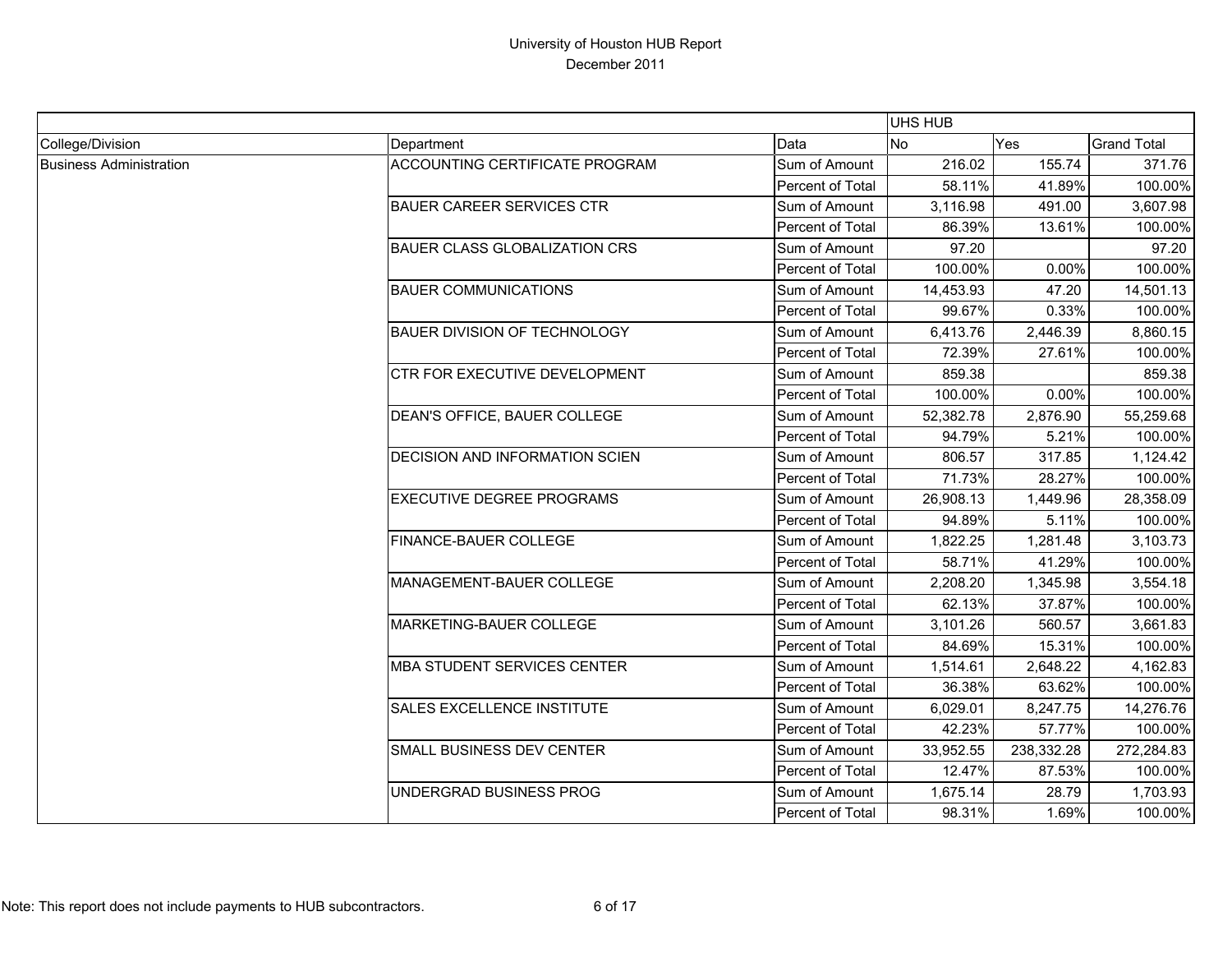# University of Houston HUB Report

December 2011

| | | | UHS HUB | | |
|---|---|---|---|---|---|
| College/Division | Department | Data | No | Yes | Grand Total |
| Business Administration | ACCOUNTING CERTIFICATE PROGRAM | Sum of Amount | 216.02 | 155.74 | 371.76 |
| | | Percent of Total | 58.11% | 41.89% | 100.00% |
| | BAUER CAREER SERVICES CTR | Sum of Amount | 3,116.98 | 491.00 | 3,607.98 |
| | | Percent of Total | 86.39% | 13.61% | 100.00% |
| | BAUER CLASS GLOBALIZATION CRS | Sum of Amount | 97.20 | | 97.20 |
| | | Percent of Total | 100.00% | 0.00% | 100.00% |
| | BAUER COMMUNICATIONS | Sum of Amount | 14,453.93 | 47.20 | 14,501.13 |
| | | Percent of Total | 99.67% | 0.33% | 100.00% |
| | BAUER DIVISION OF TECHNOLOGY | Sum of Amount | 6,413.76 | 2,446.39 | 8,860.15 |
| | | Percent of Total | 72.39% | 27.61% | 100.00% |
| | CTR FOR EXECUTIVE DEVELOPMENT | Sum of Amount | 859.38 | | 859.38 |
| | | Percent of Total | 100.00% | 0.00% | 100.00% |
| | DEAN'S OFFICE, BAUER COLLEGE | Sum of Amount | 52,382.78 | 2,876.90 | 55,259.68 |
| | | Percent of Total | 94.79% | 5.21% | 100.00% |
| | DECISION AND INFORMATION SCIEN | Sum of Amount | 806.57 | 317.85 | 1,124.42 |
| | | Percent of Total | 71.73% | 28.27% | 100.00% |
| | EXECUTIVE DEGREE PROGRAMS | Sum of Amount | 26,908.13 | 1,449.96 | 28,358.09 |
| | | Percent of Total | 94.89% | 5.11% | 100.00% |
| | FINANCE-BAUER COLLEGE | Sum of Amount | 1,822.25 | 1,281.48 | 3,103.73 |
| | | Percent of Total | 58.71% | 41.29% | 100.00% |
| | MANAGEMENT-BAUER COLLEGE | Sum of Amount | 2,208.20 | 1,345.98 | 3,554.18 |
| | | Percent of Total | 62.13% | 37.87% | 100.00% |
| | MARKETING-BAUER COLLEGE | Sum of Amount | 3,101.26 | 560.57 | 3,661.83 |
| | | Percent of Total | 84.69% | 15.31% | 100.00% |
| | MBA STUDENT SERVICES CENTER | Sum of Amount | 1,514.61 | 2,648.22 | 4,162.83 |
| | | Percent of Total | 36.38% | 63.62% | 100.00% |
| | SALES EXCELLENCE INSTITUTE | Sum of Amount | 6,029.01 | 8,247.75 | 14,276.76 |
| | | Percent of Total | 42.23% | 57.77% | 100.00% |
| | SMALL BUSINESS DEV CENTER | Sum of Amount | 33,952.55 | 238,332.28 | 272,284.83 |
| | | Percent of Total | 12.47% | 87.53% | 100.00% |
| | UNDERGRAD BUSINESS PROG | Sum of Amount | 1,675.14 | 28.79 | 1,703.93 |
| | | Percent of Total | 98.31% | 1.69% | 100.00% |

Note: This report does not include payments to HUB subcontractors.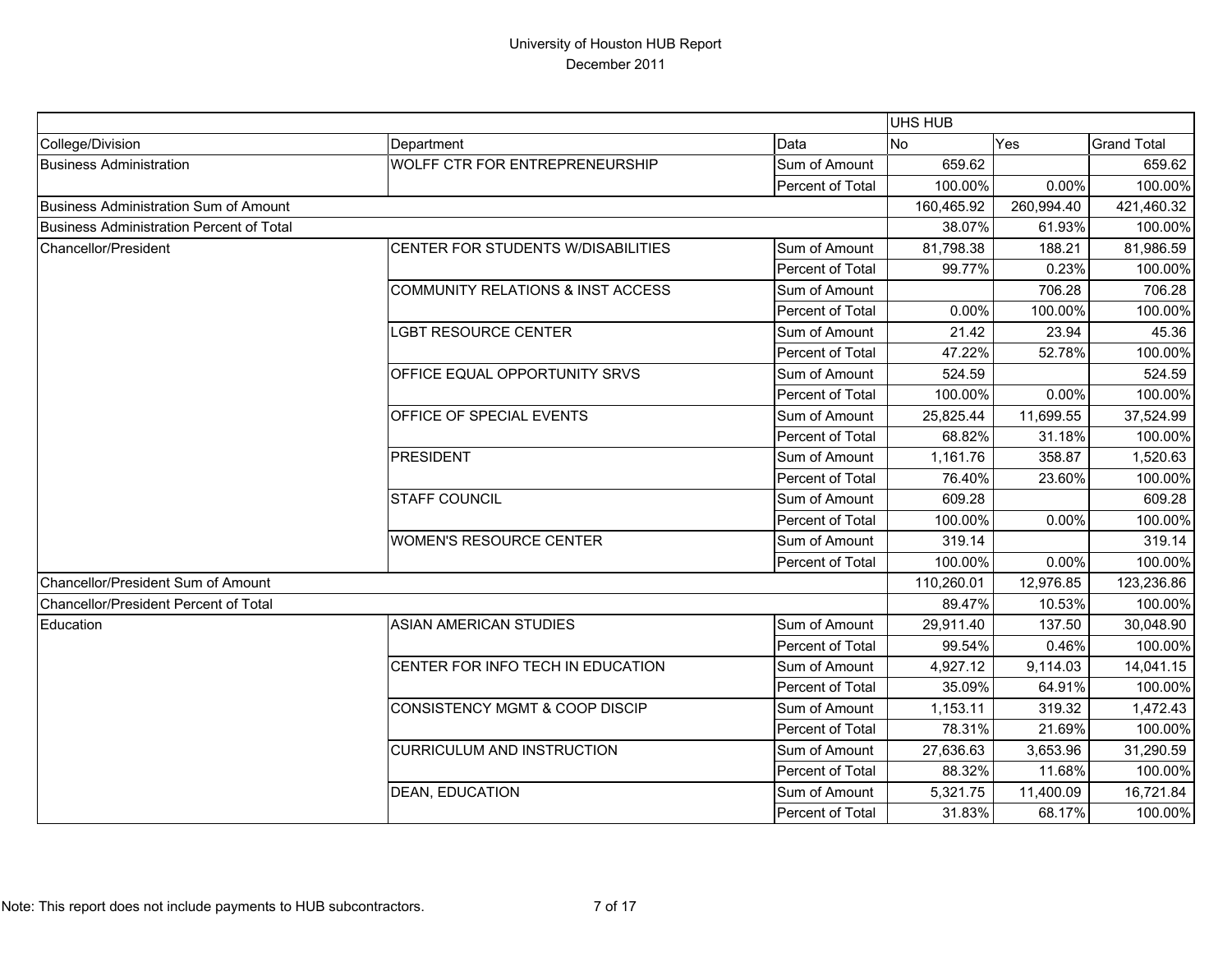# University of Houston HUB Report

December 2011

| | | | UHS HUB | | |
|---|---|---|---|---|---|
| College/Division | Department | Data | No | Yes | Grand Total |
| Business Administration | WOLFF CTR FOR ENTREPRENEURSHIP | Sum of Amount | 659.62 | | 659.62 |
| | | Percent of Total | 100.00% | 0.00% | 100.00% |
| Business Administration Sum of Amount | | | 160,465.92 | 260,994.40 | 421,460.32 |
| Business Administration Percent of Total | | | 38.07% | 61.93% | 100.00% |
| Chancellor/President | CENTER FOR STUDENTS W/DISABILITIES | Sum of Amount | 81,798.38 | 188.21 | 81,986.59 |
| | | Percent of Total | 99.77% | 0.23% | 100.00% |
| | COMMUNITY RELATIONS & INST ACCESS | Sum of Amount | | 706.28 | 706.28 |
| | | Percent of Total | 0.00% | 100.00% | 100.00% |
| | LGBT RESOURCE CENTER | Sum of Amount | 21.42 | 23.94 | 45.36 |
| | | Percent of Total | 47.22% | 52.78% | 100.00% |
| | OFFICE EQUAL OPPORTUNITY SRVS | Sum of Amount | 524.59 | | 524.59 |
| | | Percent of Total | 100.00% | 0.00% | 100.00% |
| | OFFICE OF SPECIAL EVENTS | Sum of Amount | 25,825.44 | 11,699.55 | 37,524.99 |
| | | Percent of Total | 68.82% | 31.18% | 100.00% |
| | PRESIDENT | Sum of Amount | 1,161.76 | 358.87 | 1,520.63 |
| | | Percent of Total | 76.40% | 23.60% | 100.00% |
| | STAFF COUNCIL | Sum of Amount | 609.28 | | 609.28 |
| | | Percent of Total | 100.00% | 0.00% | 100.00% |
| | WOMEN'S RESOURCE CENTER | Sum of Amount | 319.14 | | 319.14 |
| | | Percent of Total | 100.00% | 0.00% | 100.00% |
| Chancellor/President Sum of Amount | | | 110,260.01 | 12,976.85 | 123,236.86 |
| Chancellor/President Percent of Total | | | 89.47% | 10.53% | 100.00% |
| Education | ASIAN AMERICAN STUDIES | Sum of Amount | 29,911.40 | 137.50 | 30,048.90 |
| | | Percent of Total | 99.54% | 0.46% | 100.00% |
| | CENTER FOR INFO TECH IN EDUCATION | Sum of Amount | 4,927.12 | 9,114.03 | 14,041.15 |
| | | Percent of Total | 35.09% | 64.91% | 100.00% |
| | CONSISTENCY MGMT & COOP DISCIP | Sum of Amount | 1,153.11 | 319.32 | 1,472.43 |
| | | Percent of Total | 78.31% | 21.69% | 100.00% |
| | CURRICULUM AND INSTRUCTION | Sum of Amount | 27,636.63 | 3,653.96 | 31,290.59 |
| | | Percent of Total | 88.32% | 11.68% | 100.00% |
| | DEAN, EDUCATION | Sum of Amount | 5,321.75 | 11,400.09 | 16,721.84 |
| | | Percent of Total | 31.83% | 68.17% | 100.00% |

Note: This report does not include payments to HUB subcontractors.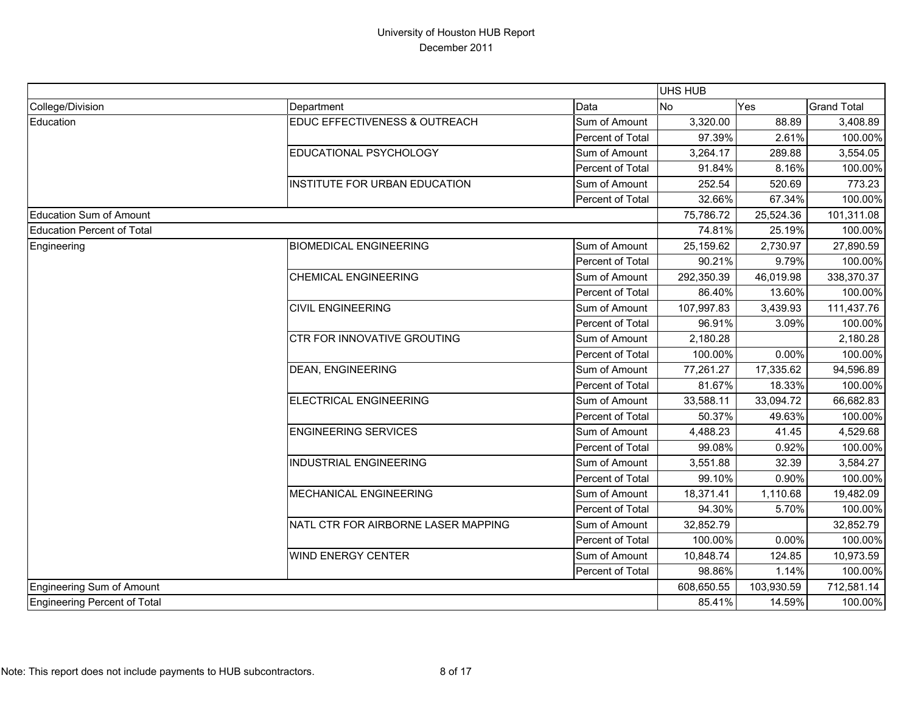# University of Houston HUB Report

December 2011

| | | | UHS HUB | | |
|---|---|---|---|---|---|
| College/Division | Department | Data | No | Yes | Grand Total |
| Education | EDUC EFFECTIVENESS & OUTREACH | Sum of Amount | 3,320.00 | 88.89 | 3,408.89 |
| | | Percent of Total | 97.39% | 2.61% | 100.00% |
| | EDUCATIONAL PSYCHOLOGY | Sum of Amount | 3,264.17 | 289.88 | 3,554.05 |
| | | Percent of Total | 91.84% | 8.16% | 100.00% |
| | INSTITUTE FOR URBAN EDUCATION | Sum of Amount | 252.54 | 520.69 | 773.23 |
| | | Percent of Total | 32.66% | 67.34% | 100.00% |
| Education Sum of Amount | | | 75,786.72 | 25,524.36 | 101,311.08 |
| Education Percent of Total | | | 74.81% | 25.19% | 100.00% |
| Engineering | BIOMEDICAL ENGINEERING | Sum of Amount | 25,159.62 | 2,730.97 | 27,890.59 |
| | | Percent of Total | 90.21% | 9.79% | 100.00% |
| | CHEMICAL ENGINEERING | Sum of Amount | 292,350.39 | 46,019.98 | 338,370.37 |
| | | Percent of Total | 86.40% | 13.60% | 100.00% |
| | CIVIL ENGINEERING | Sum of Amount | 107,997.83 | 3,439.93 | 111,437.76 |
| | | Percent of Total | 96.91% | 3.09% | 100.00% |
| | CTR FOR INNOVATIVE GROUTING | Sum of Amount | 2,180.28 | | 2,180.28 |
| | | Percent of Total | 100.00% | 0.00% | 100.00% |
| | DEAN, ENGINEERING | Sum of Amount | 77,261.27 | 17,335.62 | 94,596.89 |
| | | Percent of Total | 81.67% | 18.33% | 100.00% |
| | ELECTRICAL ENGINEERING | Sum of Amount | 33,588.11 | 33,094.72 | 66,682.83 |
| | | Percent of Total | 50.37% | 49.63% | 100.00% |
| | ENGINEERING SERVICES | Sum of Amount | 4,488.23 | 41.45 | 4,529.68 |
| | | Percent of Total | 99.08% | 0.92% | 100.00% |
| | INDUSTRIAL ENGINEERING | Sum of Amount | 3,551.88 | 32.39 | 3,584.27 |
| | | Percent of Total | 99.10% | 0.90% | 100.00% |
| | MECHANICAL ENGINEERING | Sum of Amount | 18,371.41 | 1,110.68 | 19,482.09 |
| | | Percent of Total | 94.30% | 5.70% | 100.00% |
| | NATL CTR FOR AIRBORNE LASER MAPPING | Sum of Amount | 32,852.79 | | 32,852.79 |
| | | Percent of Total | 100.00% | 0.00% | 100.00% |
| | WIND ENERGY CENTER | Sum of Amount | 10,848.74 | 124.85 | 10,973.59 |
| | | Percent of Total | 98.86% | 1.14% | 100.00% |
| Engineering Sum of Amount | | | 608,650.55 | 103,930.59 | 712,581.14 |
| Engineering Percent of Total | | | 85.41% | 14.59% | 100.00% |

Note: This report does not include payments to HUB subcontractors.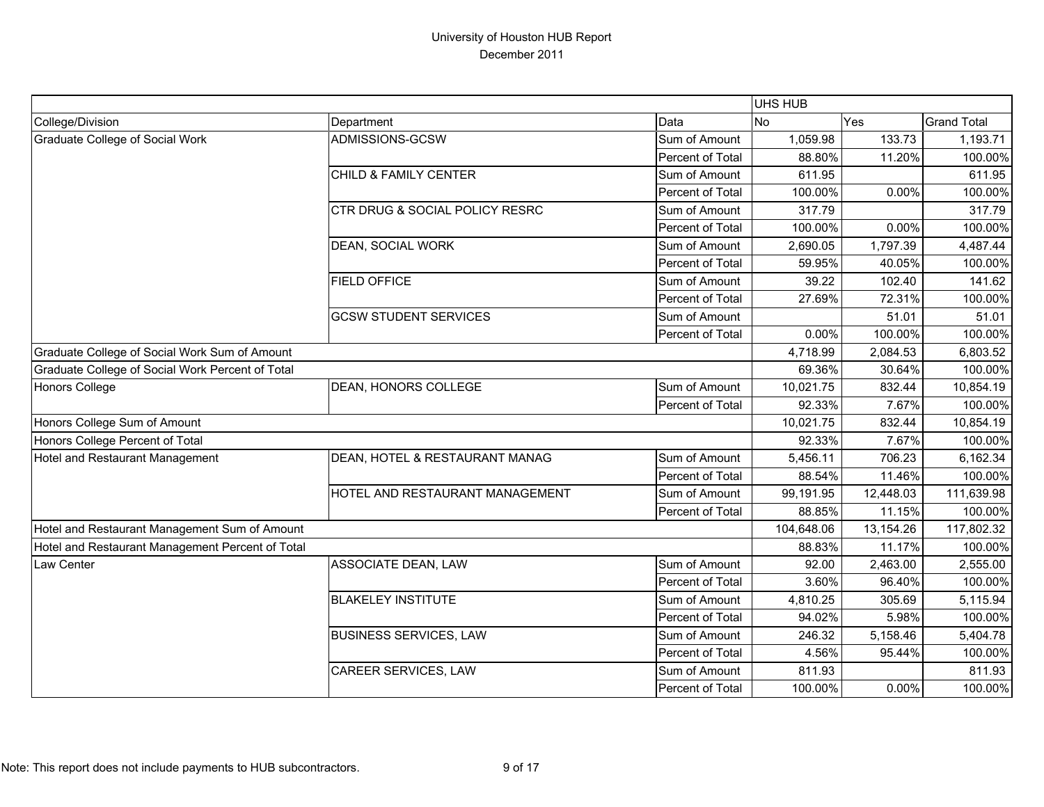# University of Houston HUB Report
December 2011

| | | | UHS HUB | | |
|---|---|---|---|---|---|
| College/Division | Department | Data | No | Yes | Grand Total |
| Graduate College of Social Work | ADMISSIONS-GCSW | Sum of Amount | 1,059.98 | 133.73 | 1,193.71 |
| | | Percent of Total | 88.80% | 11.20% | 100.00% |
| | CHILD & FAMILY CENTER | Sum of Amount | 611.95 | | 611.95 |
| | | Percent of Total | 100.00% | 0.00% | 100.00% |
| | CTR DRUG & SOCIAL POLICY RESRC | Sum of Amount | 317.79 | | 317.79 |
| | | Percent of Total | 100.00% | 0.00% | 100.00% |
| | DEAN, SOCIAL WORK | Sum of Amount | 2,690.05 | 1,797.39 | 4,487.44 |
| | | Percent of Total | 59.95% | 40.05% | 100.00% |
| | FIELD OFFICE | Sum of Amount | 39.22 | 102.40 | 141.62 |
| | | Percent of Total | 27.69% | 72.31% | 100.00% |
| | GCSW STUDENT SERVICES | Sum of Amount | | 51.01 | 51.01 |
| | | Percent of Total | 0.00% | 100.00% | 100.00% |
| Graduate College of Social Work Sum of Amount | | | 4,718.99 | 2,084.53 | 6,803.52 |
| Graduate College of Social Work Percent of Total | | | 69.36% | 30.64% | 100.00% |
| Honors College | DEAN, HONORS COLLEGE | Sum of Amount | 10,021.75 | 832.44 | 10,854.19 |
| | | Percent of Total | 92.33% | 7.67% | 100.00% |
| Honors College Sum of Amount | | | 10,021.75 | 832.44 | 10,854.19 |
| Honors College Percent of Total | | | 92.33% | 7.67% | 100.00% |
| Hotel and Restaurant Management | DEAN, HOTEL & RESTAURANT MANAG | Sum of Amount | 5,456.11 | 706.23 | 6,162.34 |
| | | Percent of Total | 88.54% | 11.46% | 100.00% |
| | HOTEL AND RESTAURANT MANAGEMENT | Sum of Amount | 99,191.95 | 12,448.03 | 111,639.98 |
| | | Percent of Total | 88.85% | 11.15% | 100.00% |
| Hotel and Restaurant Management Sum of Amount | | | 104,648.06 | 13,154.26 | 117,802.32 |
| Hotel and Restaurant Management Percent of Total | | | 88.83% | 11.17% | 100.00% |
| Law Center | ASSOCIATE DEAN, LAW | Sum of Amount | 92.00 | 2,463.00 | 2,555.00 |
| | | Percent of Total | 3.60% | 96.40% | 100.00% |
| | BLAKELEY INSTITUTE | Sum of Amount | 4,810.25 | 305.69 | 5,115.94 |
| | | Percent of Total | 94.02% | 5.98% | 100.00% |
| | BUSINESS SERVICES, LAW | Sum of Amount | 246.32 | 5,158.46 | 5,404.78 |
| | | Percent of Total | 4.56% | 95.44% | 100.00% |
| | CAREER SERVICES, LAW | Sum of Amount | 811.93 | | 811.93 |
| | | Percent of Total | 100.00% | 0.00% | 100.00% |

Note: This report does not include payments to HUB subcontractors.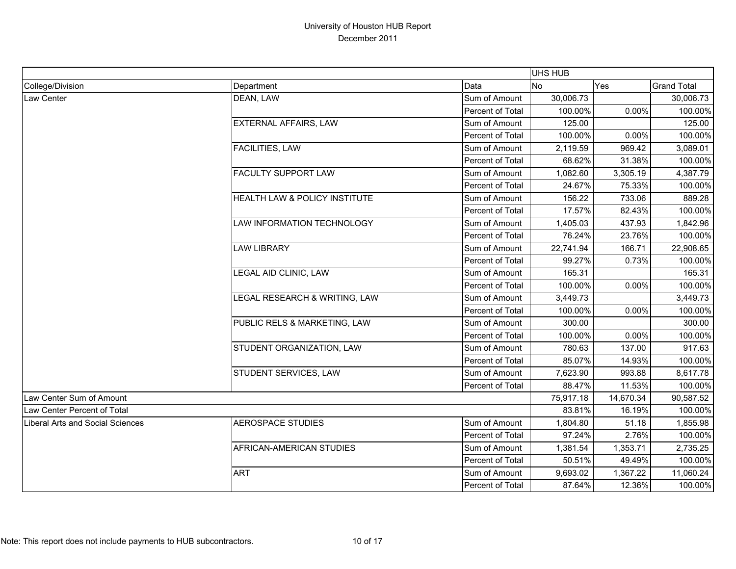# University of Houston HUB Report
December 2011

| | | | UHS HUB | | |
|---|---|---|---|---|---|
| College/Division | Department | Data | No | Yes | Grand Total |
| Law Center | DEAN, LAW | Sum of Amount | 30,006.73 | | 30,006.73 |
| | | Percent of Total | 100.00% | 0.00% | 100.00% |
| | EXTERNAL AFFAIRS, LAW | Sum of Amount | 125.00 | | 125.00 |
| | | Percent of Total | 100.00% | 0.00% | 100.00% |
| | FACILITIES, LAW | Sum of Amount | 2,119.59 | 969.42 | 3,089.01 |
| | | Percent of Total | 68.62% | 31.38% | 100.00% |
| | FACULTY SUPPORT LAW | Sum of Amount | 1,082.60 | 3,305.19 | 4,387.79 |
| | | Percent of Total | 24.67% | 75.33% | 100.00% |
| | HEALTH LAW & POLICY INSTITUTE | Sum of Amount | 156.22 | 733.06 | 889.28 |
| | | Percent of Total | 17.57% | 82.43% | 100.00% |
| | LAW INFORMATION TECHNOLOGY | Sum of Amount | 1,405.03 | 437.93 | 1,842.96 |
| | | Percent of Total | 76.24% | 23.76% | 100.00% |
| | LAW LIBRARY | Sum of Amount | 22,741.94 | 166.71 | 22,908.65 |
| | | Percent of Total | 99.27% | 0.73% | 100.00% |
| | LEGAL AID CLINIC, LAW | Sum of Amount | 165.31 | | 165.31 |
| | | Percent of Total | 100.00% | 0.00% | 100.00% |
| | LEGAL RESEARCH & WRITING, LAW | Sum of Amount | 3,449.73 | | 3,449.73 |
| | | Percent of Total | 100.00% | 0.00% | 100.00% |
| | PUBLIC RELS & MARKETING, LAW | Sum of Amount | 300.00 | | 300.00 |
| | | Percent of Total | 100.00% | 0.00% | 100.00% |
| | STUDENT ORGANIZATION, LAW | Sum of Amount | 780.63 | 137.00 | 917.63 |
| | | Percent of Total | 85.07% | 14.93% | 100.00% |
| | STUDENT SERVICES, LAW | Sum of Amount | 7,623.90 | 993.88 | 8,617.78 |
| | | Percent of Total | 88.47% | 11.53% | 100.00% |
| Law Center Sum of Amount | | | 75,917.18 | 14,670.34 | 90,587.52 |
| Law Center Percent of Total | | | 83.81% | 16.19% | 100.00% |
| Liberal Arts and Social Sciences | AEROSPACE STUDIES | Sum of Amount | 1,804.80 | 51.18 | 1,855.98 |
| | | Percent of Total | 97.24% | 2.76% | 100.00% |
| | AFRICAN-AMERICAN STUDIES | Sum of Amount | 1,381.54 | 1,353.71 | 2,735.25 |
| | | Percent of Total | 50.51% | 49.49% | 100.00% |
| | ART | Sum of Amount | 9,693.02 | 1,367.22 | 11,060.24 |
| | | Percent of Total | 87.64% | 12.36% | 100.00% |

Note: This report does not include payments to HUB subcontractors.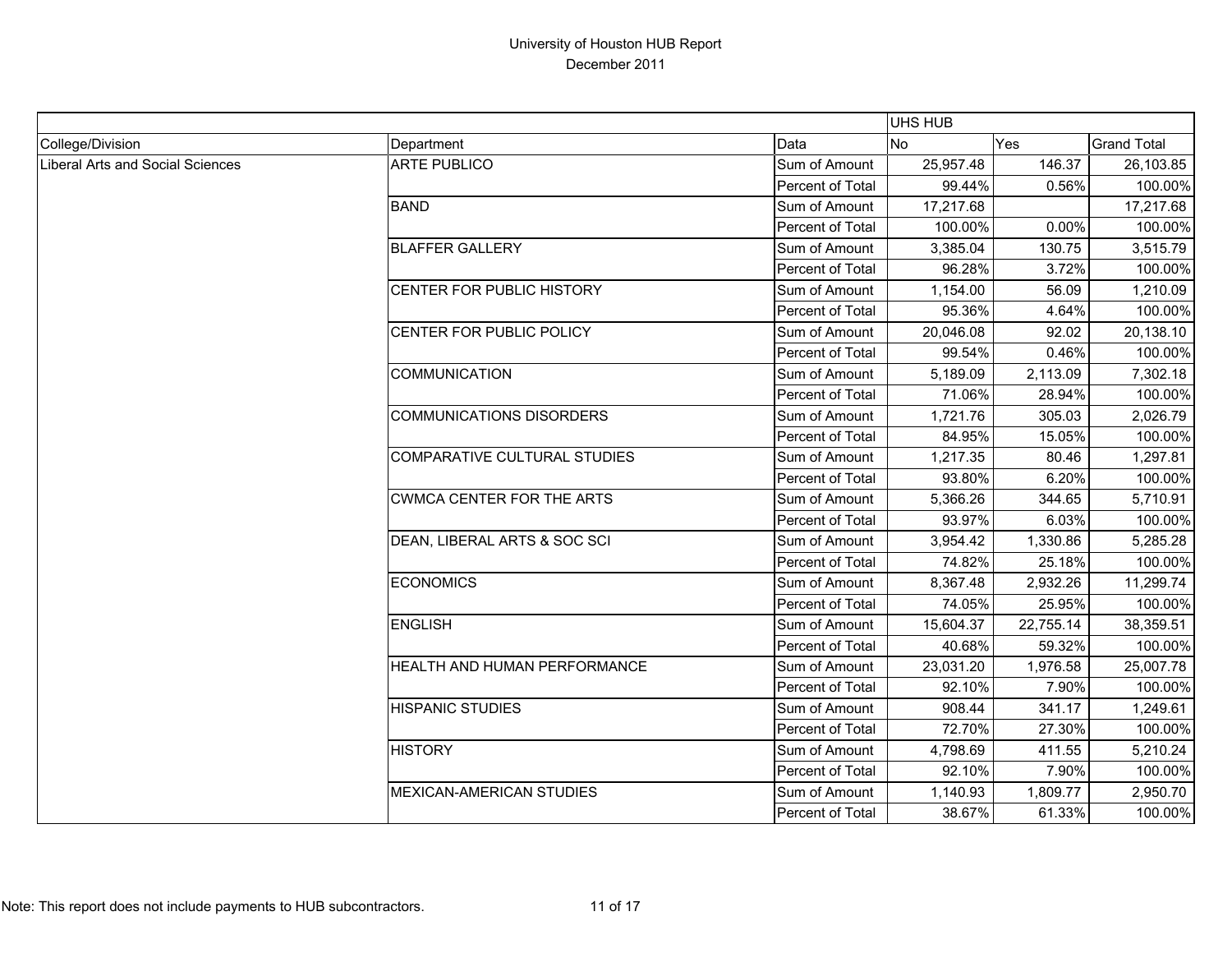# University of Houston HUB Report

December 2011

| | | | UHS HUB | | |
|---|---|---|---|---|---|
| College/Division | Department | Data | No | Yes | Grand Total |
| Liberal Arts and Social Sciences | ARTE PUBLICO | Sum of Amount | 25,957.48 | 146.37 | 26,103.85 |
| | | Percent of Total | 99.44% | 0.56% | 100.00% |
| | BAND | Sum of Amount | 17,217.68 | | 17,217.68 |
| | | Percent of Total | 100.00% | 0.00% | 100.00% |
| | BLAFFER GALLERY | Sum of Amount | 3,385.04 | 130.75 | 3,515.79 |
| | | Percent of Total | 96.28% | 3.72% | 100.00% |
| | CENTER FOR PUBLIC HISTORY | Sum of Amount | 1,154.00 | 56.09 | 1,210.09 |
| | | Percent of Total | 95.36% | 4.64% | 100.00% |
| | CENTER FOR PUBLIC POLICY | Sum of Amount | 20,046.08 | 92.02 | 20,138.10 |
| | | Percent of Total | 99.54% | 0.46% | 100.00% |
| | COMMUNICATION | Sum of Amount | 5,189.09 | 2,113.09 | 7,302.18 |
| | | Percent of Total | 71.06% | 28.94% | 100.00% |
| | COMMUNICATIONS DISORDERS | Sum of Amount | 1,721.76 | 305.03 | 2,026.79 |
| | | Percent of Total | 84.95% | 15.05% | 100.00% |
| | COMPARATIVE CULTURAL STUDIES | Sum of Amount | 1,217.35 | 80.46 | 1,297.81 |
| | | Percent of Total | 93.80% | 6.20% | 100.00% |
| | CWMCA CENTER FOR THE ARTS | Sum of Amount | 5,366.26 | 344.65 | 5,710.91 |
| | | Percent of Total | 93.97% | 6.03% | 100.00% |
| | DEAN, LIBERAL ARTS & SOC SCI | Sum of Amount | 3,954.42 | 1,330.86 | 5,285.28 |
| | | Percent of Total | 74.82% | 25.18% | 100.00% |
| | ECONOMICS | Sum of Amount | 8,367.48 | 2,932.26 | 11,299.74 |
| | | Percent of Total | 74.05% | 25.95% | 100.00% |
| | ENGLISH | Sum of Amount | 15,604.37 | 22,755.14 | 38,359.51 |
| | | Percent of Total | 40.68% | 59.32% | 100.00% |
| | HEALTH AND HUMAN PERFORMANCE | Sum of Amount | 23,031.20 | 1,976.58 | 25,007.78 |
| | | Percent of Total | 92.10% | 7.90% | 100.00% |
| | HISPANIC STUDIES | Sum of Amount | 908.44 | 341.17 | 1,249.61 |
| | | Percent of Total | 72.70% | 27.30% | 100.00% |
| | HISTORY | Sum of Amount | 4,798.69 | 411.55 | 5,210.24 |
| | | Percent of Total | 92.10% | 7.90% | 100.00% |
| | MEXICAN-AMERICAN STUDIES | Sum of Amount | 1,140.93 | 1,809.77 | 2,950.70 |
| | | Percent of Total | 38.67% | 61.33% | 100.00% |

Note: This report does not include payments to HUB subcontractors.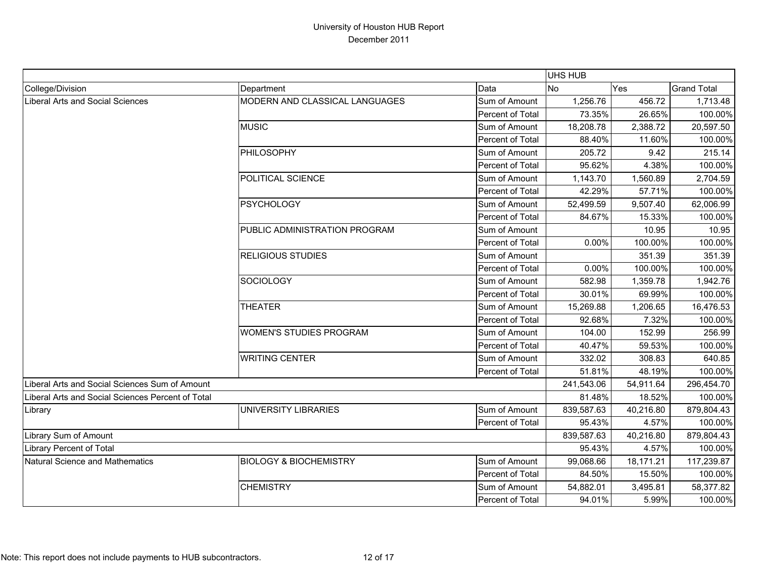# University of Houston HUB Report
## December 2011

| | | | UHS HUB | | |
|---|---|---|---|---|---|
| College/Division | Department | Data | No | Yes | Grand Total |
| Liberal Arts and Social Sciences | MODERN AND CLASSICAL LANGUAGES | Sum of Amount | 1,256.76 | 456.72 | 1,713.48 |
| | | Percent of Total | 73.35% | 26.65% | 100.00% |
| | MUSIC | Sum of Amount | 18,208.78 | 2,388.72 | 20,597.50 |
| | | Percent of Total | 88.40% | 11.60% | 100.00% |
| | PHILOSOPHY | Sum of Amount | 205.72 | 9.42 | 215.14 |
| | | Percent of Total | 95.62% | 4.38% | 100.00% |
| | POLITICAL SCIENCE | Sum of Amount | 1,143.70 | 1,560.89 | 2,704.59 |
| | | Percent of Total | 42.29% | 57.71% | 100.00% |
| | PSYCHOLOGY | Sum of Amount | 52,499.59 | 9,507.40 | 62,006.99 |
| | | Percent of Total | 84.67% | 15.33% | 100.00% |
| | PUBLIC ADMINISTRATION PROGRAM | Sum of Amount | | 10.95 | 10.95 |
| | | Percent of Total | 0.00% | 100.00% | 100.00% |
| | RELIGIOUS STUDIES | Sum of Amount | | 351.39 | 351.39 |
| | | Percent of Total | 0.00% | 100.00% | 100.00% |
| | SOCIOLOGY | Sum of Amount | 582.98 | 1,359.78 | 1,942.76 |
| | | Percent of Total | 30.01% | 69.99% | 100.00% |
| | THEATER | Sum of Amount | 15,269.88 | 1,206.65 | 16,476.53 |
| | | Percent of Total | 92.68% | 7.32% | 100.00% |
| | WOMEN'S STUDIES PROGRAM | Sum of Amount | 104.00 | 152.99 | 256.99 |
| | | Percent of Total | 40.47% | 59.53% | 100.00% |
| | WRITING CENTER | Sum of Amount | 332.02 | 308.83 | 640.85 |
| | | Percent of Total | 51.81% | 48.19% | 100.00% |
| Liberal Arts and Social Sciences Sum of Amount | | | 241,543.06 | 54,911.64 | 296,454.70 |
| Liberal Arts and Social Sciences Percent of Total | | | 81.48% | 18.52% | 100.00% |
| Library | UNIVERSITY LIBRARIES | Sum of Amount | 839,587.63 | 40,216.80 | 879,804.43 |
| | | Percent of Total | 95.43% | 4.57% | 100.00% |
| Library Sum of Amount | | | 839,587.63 | 40,216.80 | 879,804.43 |
| Library Percent of Total | | | 95.43% | 4.57% | 100.00% |
| Natural Science and Mathematics | BIOLOGY & BIOCHEMISTRY | Sum of Amount | 99,068.66 | 18,171.21 | 117,239.87 |
| | | Percent of Total | 84.50% | 15.50% | 100.00% |
| | CHEMISTRY | Sum of Amount | 54,882.01 | 3,495.81 | 58,377.82 |
| | | Percent of Total | 94.01% | 5.99% | 100.00% |

Note: This report does not include payments to HUB subcontractors.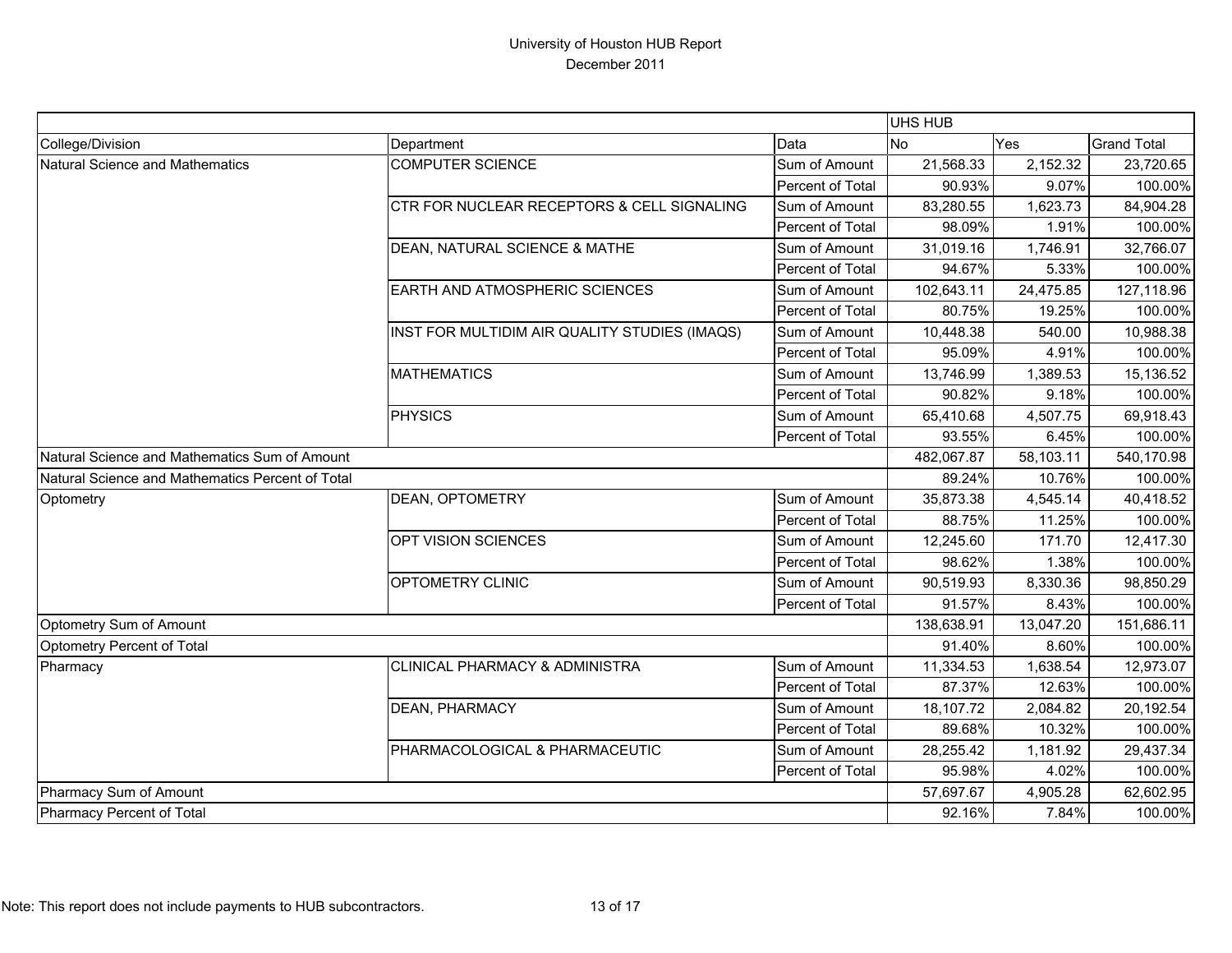University of Houston HUB Report
December 2011

| | | | UHS HUB | | |
|---|---|---|---|---|---|
| College/Division | Department | Data | No | Yes | Grand Total |
| Natural Science and Mathematics | COMPUTER SCIENCE | Sum of Amount | 21,568.33 | 2,152.32 | 23,720.65 |
| | | Percent of Total | 90.93% | 9.07% | 100.00% |
| | CTR FOR NUCLEAR RECEPTORS & CELL SIGNALING | Sum of Amount | 83,280.55 | 1,623.73 | 84,904.28 |
| | | Percent of Total | 98.09% | 1.91% | 100.00% |
| | DEAN, NATURAL SCIENCE & MATHE | Sum of Amount | 31,019.16 | 1,746.91 | 32,766.07 |
| | | Percent of Total | 94.67% | 5.33% | 100.00% |
| | EARTH AND ATMOSPHERIC SCIENCES | Sum of Amount | 102,643.11 | 24,475.85 | 127,118.96 |
| | | Percent of Total | 80.75% | 19.25% | 100.00% |
| | INST FOR MULTIDIM AIR QUALITY STUDIES (IMAQS) | Sum of Amount | 10,448.38 | 540.00 | 10,988.38 |
| | | Percent of Total | 95.09% | 4.91% | 100.00% |
| | MATHEMATICS | Sum of Amount | 13,746.99 | 1,389.53 | 15,136.52 |
| | | Percent of Total | 90.82% | 9.18% | 100.00% |
| | PHYSICS | Sum of Amount | 65,410.68 | 4,507.75 | 69,918.43 |
| | | Percent of Total | 93.55% | 6.45% | 100.00% |
| Natural Science and Mathematics Sum of Amount | | | 482,067.87 | 58,103.11 | 540,170.98 |
| Natural Science and Mathematics Percent of Total | | | 89.24% | 10.76% | 100.00% |
| Optometry | DEAN, OPTOMETRY | Sum of Amount | 35,873.38 | 4,545.14 | 40,418.52 |
| | | Percent of Total | 88.75% | 11.25% | 100.00% |
| | OPT VISION SCIENCES | Sum of Amount | 12,245.60 | 171.70 | 12,417.30 |
| | | Percent of Total | 98.62% | 1.38% | 100.00% |
| | OPTOMETRY CLINIC | Sum of Amount | 90,519.93 | 8,330.36 | 98,850.29 |
| | | Percent of Total | 91.57% | 8.43% | 100.00% |
| Optometry Sum of Amount | | | 138,638.91 | 13,047.20 | 151,686.11 |
| Optometry Percent of Total | | | 91.40% | 8.60% | 100.00% |
| Pharmacy | CLINICAL PHARMACY & ADMINISTRA | Sum of Amount | 11,334.53 | 1,638.54 | 12,973.07 |
| | | Percent of Total | 87.37% | 12.63% | 100.00% |
| | DEAN, PHARMACY | Sum of Amount | 18,107.72 | 2,084.82 | 20,192.54 |
| | | Percent of Total | 89.68% | 10.32% | 100.00% |
| | PHARMACOLOGICAL & PHARMACEUTIC | Sum of Amount | 28,255.42 | 1,181.92 | 29,437.34 |
| | | Percent of Total | 95.98% | 4.02% | 100.00% |
| Pharmacy Sum of Amount | | | 57,697.67 | 4,905.28 | 62,602.95 |
| Pharmacy Percent of Total | | | 92.16% | 7.84% | 100.00% |

Note: This report does not include payments to HUB subcontractors.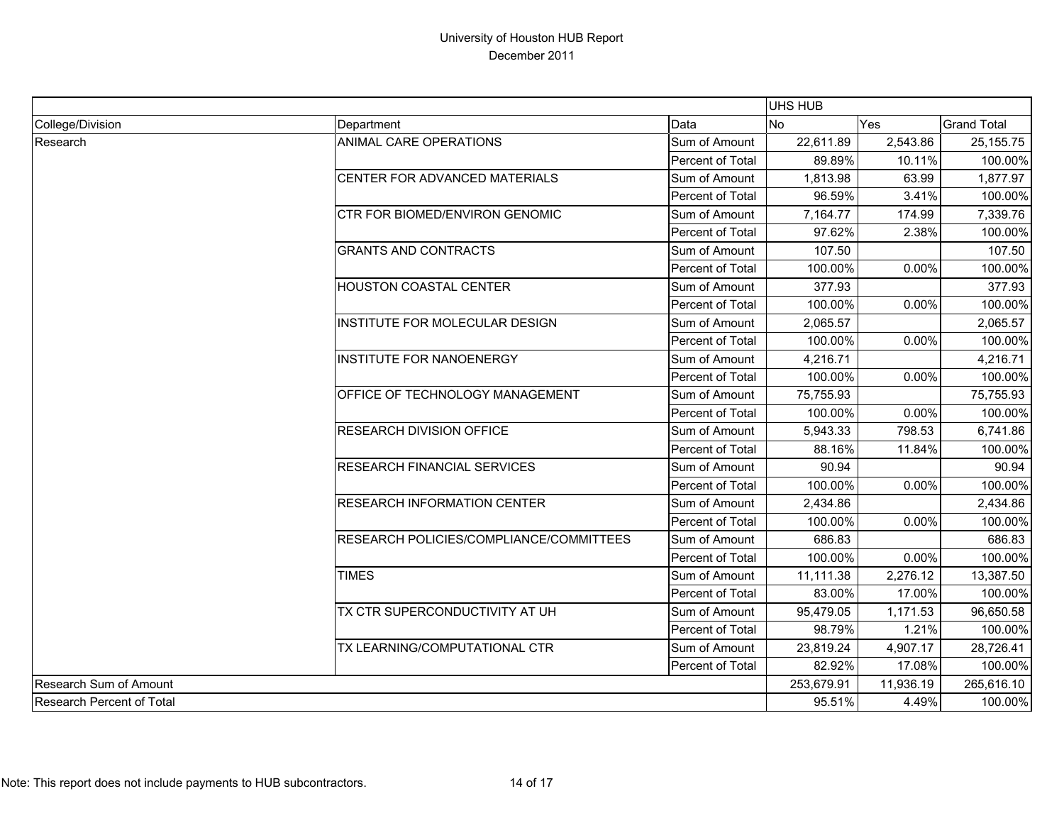# University of Houston HUB Report

December 2011

| | | | UHS HUB | | |
|---|---|---|---|---|---|
| College/Division | Department | Data | No | Yes | Grand Total |
| Research | ANIMAL CARE OPERATIONS | Sum of Amount | 22,611.89 | 2,543.86 | 25,155.75 |
| | | Percent of Total | 89.89% | 10.11% | 100.00% |
| | CENTER FOR ADVANCED MATERIALS | Sum of Amount | 1,813.98 | 63.99 | 1,877.97 |
| | | Percent of Total | 96.59% | 3.41% | 100.00% |
| | CTR FOR BIOMED/ENVIRON GENOMIC | Sum of Amount | 7,164.77 | 174.99 | 7,339.76 |
| | | Percent of Total | 97.62% | 2.38% | 100.00% |
| | GRANTS AND CONTRACTS | Sum of Amount | 107.50 | | 107.50 |
| | | Percent of Total | 100.00% | 0.00% | 100.00% |
| | HOUSTON COASTAL CENTER | Sum of Amount | 377.93 | | 377.93 |
| | | Percent of Total | 100.00% | 0.00% | 100.00% |
| | INSTITUTE FOR MOLECULAR DESIGN | Sum of Amount | 2,065.57 | | 2,065.57 |
| | | Percent of Total | 100.00% | 0.00% | 100.00% |
| | INSTITUTE FOR NANOENERGY | Sum of Amount | 4,216.71 | | 4,216.71 |
| | | Percent of Total | 100.00% | 0.00% | 100.00% |
| | OFFICE OF TECHNOLOGY MANAGEMENT | Sum of Amount | 75,755.93 | | 75,755.93 |
| | | Percent of Total | 100.00% | 0.00% | 100.00% |
| | RESEARCH DIVISION OFFICE | Sum of Amount | 5,943.33 | 798.53 | 6,741.86 |
| | | Percent of Total | 88.16% | 11.84% | 100.00% |
| | RESEARCH FINANCIAL SERVICES | Sum of Amount | 90.94 | | 90.94 |
| | | Percent of Total | 100.00% | 0.00% | 100.00% |
| | RESEARCH INFORMATION CENTER | Sum of Amount | 2,434.86 | | 2,434.86 |
| | | Percent of Total | 100.00% | 0.00% | 100.00% |
| | RESEARCH POLICIES/COMPLIANCE/COMMITTEES | Sum of Amount | 686.83 | | 686.83 |
| | | Percent of Total | 100.00% | 0.00% | 100.00% |
| | TIMES | Sum of Amount | 11,111.38 | 2,276.12 | 13,387.50 |
| | | Percent of Total | 83.00% | 17.00% | 100.00% |
| | TX CTR SUPERCONDUCTIVITY AT UH | Sum of Amount | 95,479.05 | 1,171.53 | 96,650.58 |
| | | Percent of Total | 98.79% | 1.21% | 100.00% |
| | TX LEARNING/COMPUTATIONAL CTR | Sum of Amount | 23,819.24 | 4,907.17 | 28,726.41 |
| | | Percent of Total | 82.92% | 17.08% | 100.00% |
| Research Sum of Amount | | | 253,679.91 | 11,936.19 | 265,616.10 |
| Research Percent of Total | | | 95.51% | 4.49% | 100.00% |

Note: This report does not include payments to HUB subcontractors.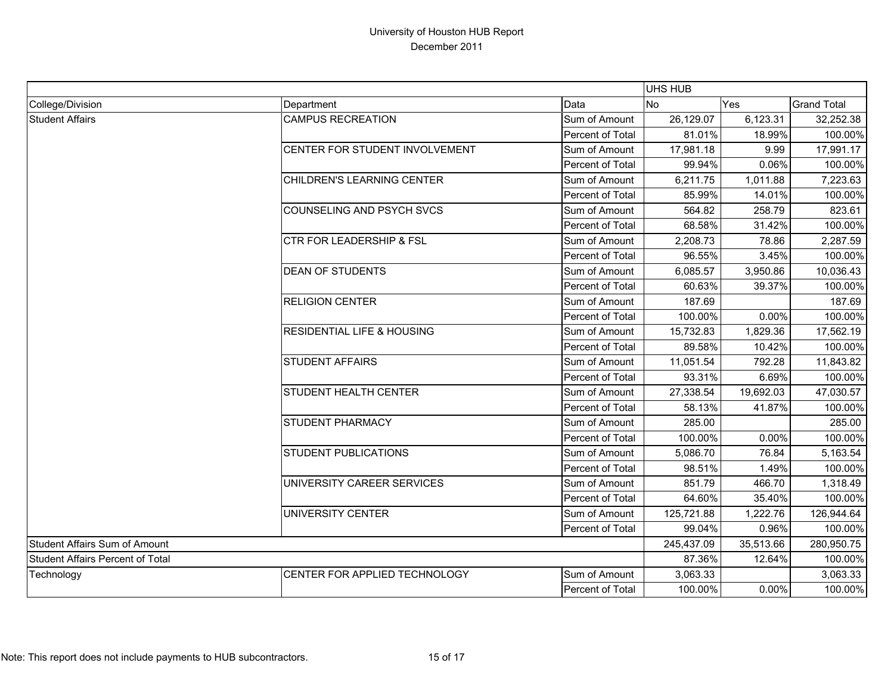# University of Houston HUB Report

December 2011

| | | | UHS HUB | | |
|---|---|---|---|---|---|
| College/Division | Department | Data | No | Yes | Grand Total |
| Student Affairs | CAMPUS RECREATION | Sum of Amount | 26,129.07 | 6,123.31 | 32,252.38 |
| | | Percent of Total | 81.01% | 18.99% | 100.00% |
| | CENTER FOR STUDENT INVOLVEMENT | Sum of Amount | 17,981.18 | 9.99 | 17,991.17 |
| | | Percent of Total | 99.94% | 0.06% | 100.00% |
| | CHILDREN'S LEARNING CENTER | Sum of Amount | 6,211.75 | 1,011.88 | 7,223.63 |
| | | Percent of Total | 85.99% | 14.01% | 100.00% |
| | COUNSELING AND PSYCH SVCS | Sum of Amount | 564.82 | 258.79 | 823.61 |
| | | Percent of Total | 68.58% | 31.42% | 100.00% |
| | CTR FOR LEADERSHIP & FSL | Sum of Amount | 2,208.73 | 78.86 | 2,287.59 |
| | | Percent of Total | 96.55% | 3.45% | 100.00% |
| | DEAN OF STUDENTS | Sum of Amount | 6,085.57 | 3,950.86 | 10,036.43 |
| | | Percent of Total | 60.63% | 39.37% | 100.00% |
| | RELIGION CENTER | Sum of Amount | 187.69 | | 187.69 |
| | | Percent of Total | 100.00% | 0.00% | 100.00% |
| | RESIDENTIAL LIFE & HOUSING | Sum of Amount | 15,732.83 | 1,829.36 | 17,562.19 |
| | | Percent of Total | 89.58% | 10.42% | 100.00% |
| | STUDENT AFFAIRS | Sum of Amount | 11,051.54 | 792.28 | 11,843.82 |
| | | Percent of Total | 93.31% | 6.69% | 100.00% |
| | STUDENT HEALTH CENTER | Sum of Amount | 27,338.54 | 19,692.03 | 47,030.57 |
| | | Percent of Total | 58.13% | 41.87% | 100.00% |
| | STUDENT PHARMACY | Sum of Amount | 285.00 | | 285.00 |
| | | Percent of Total | 100.00% | 0.00% | 100.00% |
| | STUDENT PUBLICATIONS | Sum of Amount | 5,086.70 | 76.84 | 5,163.54 |
| | | Percent of Total | 98.51% | 1.49% | 100.00% |
| | UNIVERSITY CAREER SERVICES | Sum of Amount | 851.79 | 466.70 | 1,318.49 |
| | | Percent of Total | 64.60% | 35.40% | 100.00% |
| | UNIVERSITY CENTER | Sum of Amount | 125,721.88 | 1,222.76 | 126,944.64 |
| | | Percent of Total | 99.04% | 0.96% | 100.00% |
| Student Affairs Sum of Amount | | | 245,437.09 | 35,513.66 | 280,950.75 |
| Student Affairs Percent of Total | | | 87.36% | 12.64% | 100.00% |
| Technology | CENTER FOR APPLIED TECHNOLOGY | Sum of Amount | 3,063.33 | | 3,063.33 |
| | | Percent of Total | 100.00% | 0.00% | 100.00% |

Note: This report does not include payments to HUB subcontractors.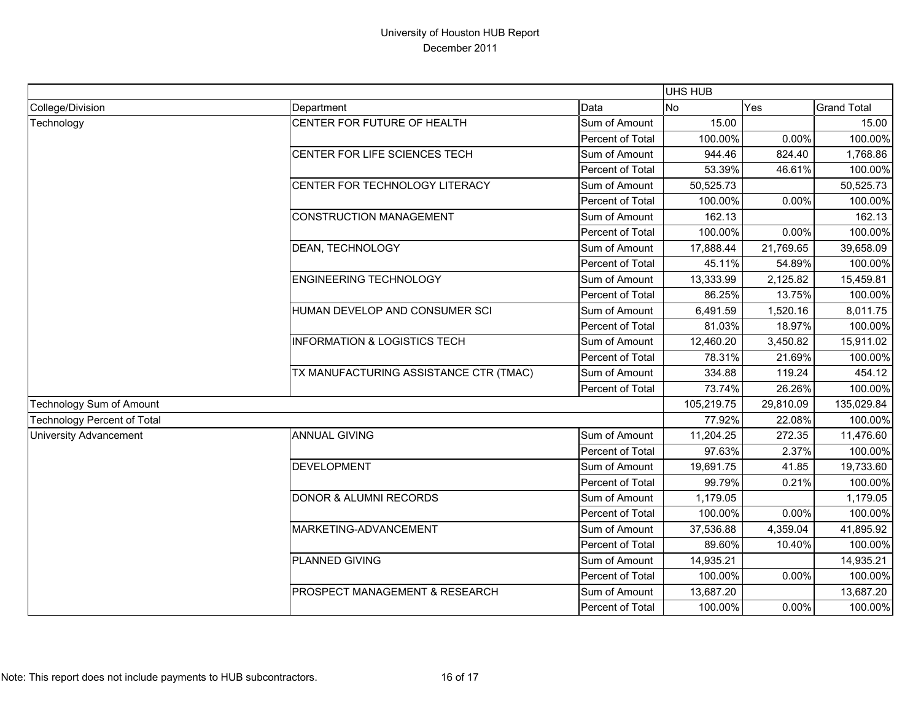# University of Houston HUB Report
December 2011

| | | | UHS HUB | | |
|---|---|---|---|---|---|
| College/Division | Department | Data | No | Yes | Grand Total |
| Technology | CENTER FOR FUTURE OF HEALTH | Sum of Amount | 15.00 | | 15.00 |
| | | Percent of Total | 100.00% | 0.00% | 100.00% |
| | CENTER FOR LIFE SCIENCES TECH | Sum of Amount | 944.46 | 824.40 | 1,768.86 |
| | | Percent of Total | 53.39% | 46.61% | 100.00% |
| | CENTER FOR TECHNOLOGY LITERACY | Sum of Amount | 50,525.73 | | 50,525.73 |
| | | Percent of Total | 100.00% | 0.00% | 100.00% |
| | CONSTRUCTION MANAGEMENT | Sum of Amount | 162.13 | | 162.13 |
| | | Percent of Total | 100.00% | 0.00% | 100.00% |
| | DEAN, TECHNOLOGY | Sum of Amount | 17,888.44 | 21,769.65 | 39,658.09 |
| | | Percent of Total | 45.11% | 54.89% | 100.00% |
| | ENGINEERING TECHNOLOGY | Sum of Amount | 13,333.99 | 2,125.82 | 15,459.81 |
| | | Percent of Total | 86.25% | 13.75% | 100.00% |
| | HUMAN DEVELOP AND CONSUMER SCI | Sum of Amount | 6,491.59 | 1,520.16 | 8,011.75 |
| | | Percent of Total | 81.03% | 18.97% | 100.00% |
| | INFORMATION & LOGISTICS TECH | Sum of Amount | 12,460.20 | 3,450.82 | 15,911.02 |
| | | Percent of Total | 78.31% | 21.69% | 100.00% |
| | TX MANUFACTURING ASSISTANCE CTR (TMAC) | Sum of Amount | 334.88 | 119.24 | 454.12 |
| | | Percent of Total | 73.74% | 26.26% | 100.00% |
| Technology Sum of Amount | | | 105,219.75 | 29,810.09 | 135,029.84 |
| Technology Percent of Total | | | 77.92% | 22.08% | 100.00% |
| University Advancement | ANNUAL GIVING | Sum of Amount | 11,204.25 | 272.35 | 11,476.60 |
| | | Percent of Total | 97.63% | 2.37% | 100.00% |
| | DEVELOPMENT | Sum of Amount | 19,691.75 | 41.85 | 19,733.60 |
| | | Percent of Total | 99.79% | 0.21% | 100.00% |
| | DONOR & ALUMNI RECORDS | Sum of Amount | 1,179.05 | | 1,179.05 |
| | | Percent of Total | 100.00% | 0.00% | 100.00% |
| | MARKETING-ADVANCEMENT | Sum of Amount | 37,536.88 | 4,359.04 | 41,895.92 |
| | | Percent of Total | 89.60% | 10.40% | 100.00% |
| | PLANNED GIVING | Sum of Amount | 14,935.21 | | 14,935.21 |
| | | Percent of Total | 100.00% | 0.00% | 100.00% |
| | PROSPECT MANAGEMENT & RESEARCH | Sum of Amount | 13,687.20 | | 13,687.20 |
| | | Percent of Total | 100.00% | 0.00% | 100.00% |

Note: This report does not include payments to HUB subcontractors.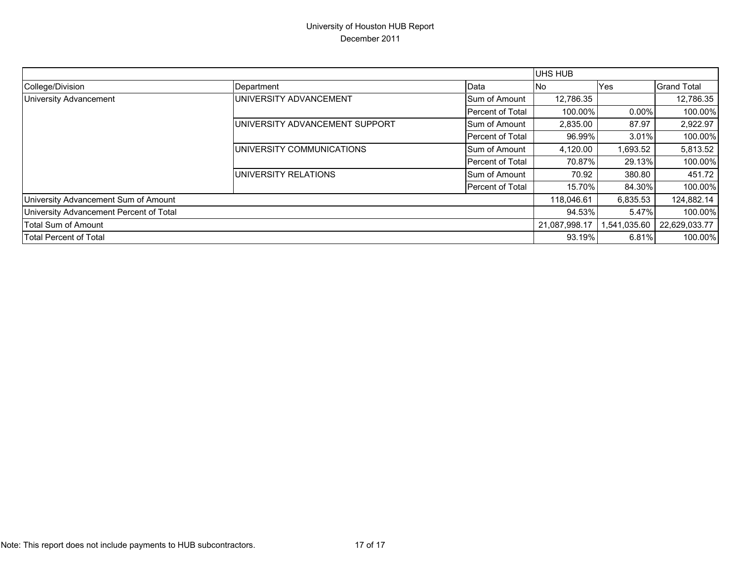University of Houston HUB Report
December 2011

| | | | UHS HUB | | |
|---|---|---|---|---|---|
| College/Division | Department | Data | No | Yes | Grand Total |
| University Advancement | UNIVERSITY ADVANCEMENT | Sum of Amount | 12,786.35 | | 12,786.35 |
| | | Percent of Total | 100.00% | 0.00% | 100.00% |
| | UNIVERSITY ADVANCEMENT SUPPORT | Sum of Amount | 2,835.00 | 87.97 | 2,922.97 |
| | | Percent of Total | 96.99% | 3.01% | 100.00% |
| | UNIVERSITY COMMUNICATIONS | Sum of Amount | 4,120.00 | 1,693.52 | 5,813.52 |
| | | Percent of Total | 70.87% | 29.13% | 100.00% |
| | UNIVERSITY RELATIONS | Sum of Amount | 70.92 | 380.80 | 451.72 |
| | | Percent of Total | 15.70% | 84.30% | 100.00% |
| University Advancement Sum of Amount | | | 118,046.61 | 6,835.53 | 124,882.14 |
| University Advancement Percent of Total | | | 94.53% | 5.47% | 100.00% |
| Total Sum of Amount | | | 21,087,998.17 | 1,541,035.60 | 22,629,033.77 |
| Total Percent of Total | | | 93.19% | 6.81% | 100.00% |

Note: This report does not include payments to HUB subcontractors.